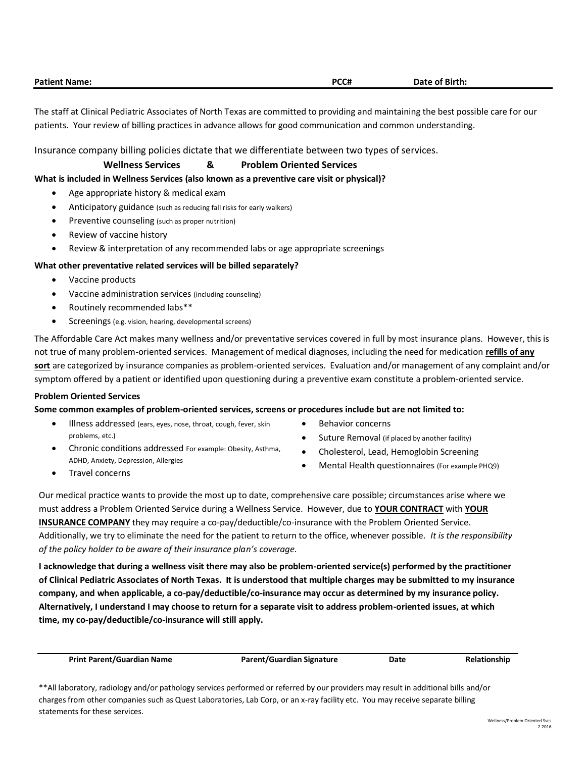**Patient Name:** PCC# **Date of Birth:**

The staff at Clinical Pediatric Associates of North Texas are committed to providing and maintaining the best possible care for our patients. Your review of billing practices in advance allows for good communication and common understanding.

Insurance company billing policies dictate that we differentiate between two types of services.

**Wellness Services & Problem Oriented Services**

**What is included in Wellness Services (also known as a preventive care visit or physical)?**

- Age appropriate history & medical exam
- Anticipatory guidance (such as reducing fall risks for early walkers)
- Preventive counseling (such as proper nutrition)
- Review of vaccine history
- Review & interpretation of any recommended labs or age appropriate screenings

**What other preventative related services will be billed separately?**

- Vaccine products
- Vaccine administration services (including counseling)
- Routinely recommended labs**
- Screenings (e.g. vision, hearing, developmental screens)

The Affordable Care Act makes many wellness and/or preventative services covered in full by most insurance plans. However, this is not true of many problem-oriented services. Management of medical diagnoses, including the need for medication **refills of any sort** are categorized by insurance companies as problem-oriented services. Evaluation and/or management of any complaint and/or symptom offered by a patient or identified upon questioning during a preventive exam constitute a problem-oriented service.

**Problem Oriented Services**

**Some common examples of problem-oriented services, screens or procedures include but are not limited to:**

- Illness addressed (ears, eyes, nose, throat, cough, fever, skin problems, etc.)
- Chronic conditions addressed For example: Obesity, Asthma, ADHD, Anxiety, Depression, Allergies
- Travel concerns
- Behavior concerns
- Suture Removal (if placed by another facility)
- Cholesterol, Lead, Hemoglobin Screening
- Mental Health questionnaires (For example PHQ9)

Our medical practice wants to provide the most up to date, comprehensive care possible; circumstances arise where we must address a Problem Oriented Service during a Wellness Service. However, due to **YOUR CONTRACT** with **YOUR INSURANCE COMPANY** they may require a co-pay/deductible/co-insurance with the Problem Oriented Service. Additionally, we try to eliminate the need for the patient to return to the office, whenever possible. *It is the responsibility of the policy holder to be aware of their insurance plan's coverage.*

**I acknowledge that during a wellness visit there may also be problem-oriented service(s) performed by the practitioner of Clinical Pediatric Associates of North Texas. It is understood that multiple charges may be submitted to my insurance company, and when applicable, a co-pay/deductible/co-insurance may occur as determined by my insurance policy. Alternatively, I understand I may choose to return for a separate visit to address problem-oriented issues, at which time, my co-pay/deductible/co-insurance will still apply.**

**Print Parent/Guardian Name** **Parent/Guardian Signature** **Date** **Relationship**

**All laboratory, radiology and/or pathology services performed or referred by our providers may result in additional bills and/or charges from other companies such as Quest Laboratories, Lab Corp, or an x-ray facility etc. You may receive separate billing statements for these services.

Wellness/Problem Oriented Svcs 2.2016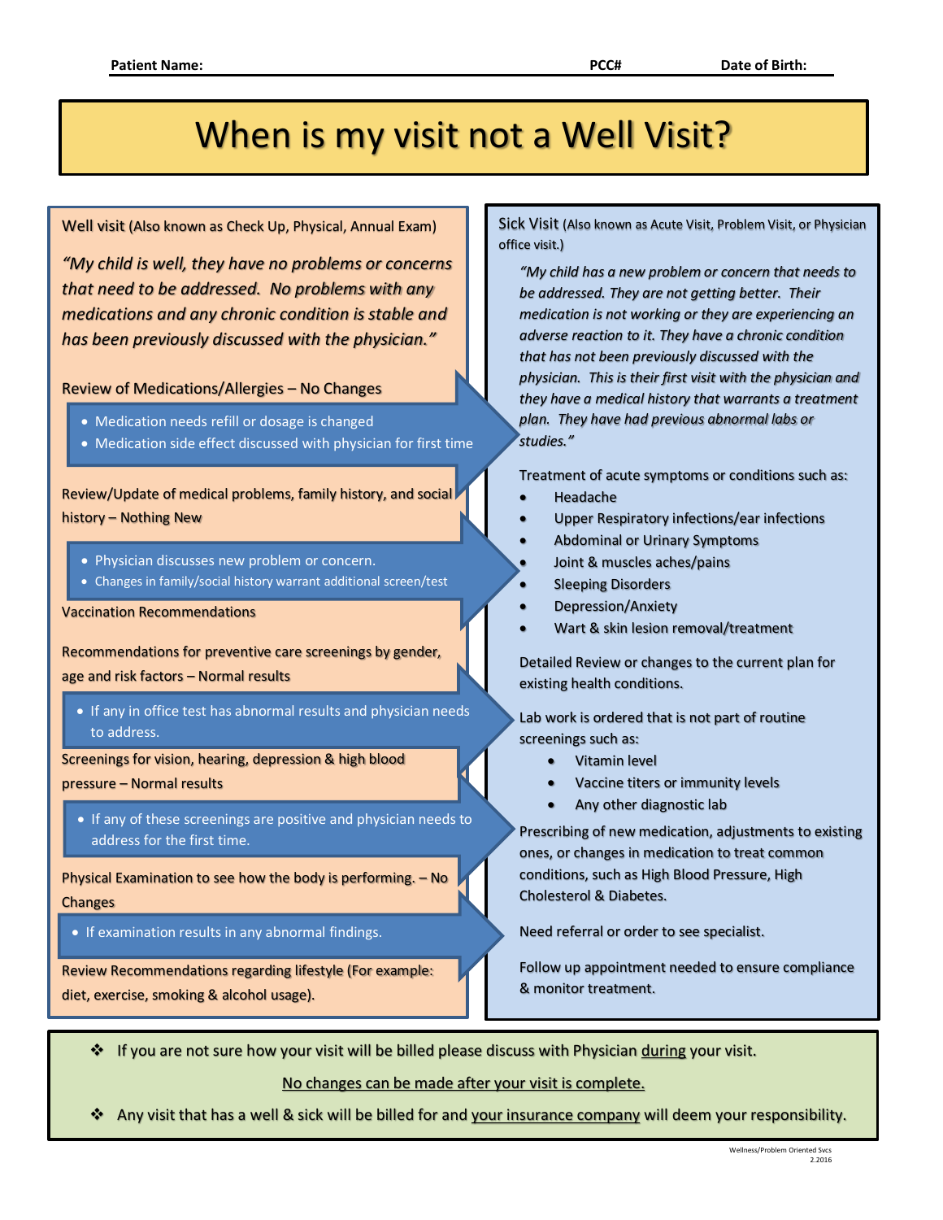Patient Name: PCC# Date of Birth:

# When is my visit not a Well Visit?

## Well visit (Also known as Check Up, Physical, Annual Exam)

*"My child is well, they have no problems or concerns that need to be addressed. No problems with any medications and any chronic condition is stable and has been previously discussed with the physician."*

Review of Medications/Allergies – No Changes

- Medication needs refill or dosage is changed
- Medication side effect discussed with physician for first time

Review/Update of medical problems, family history, and social history – Nothing New

- Physician discusses new problem or concern.
- Changes in family/social history warrant additional screen/test

Vaccination Recommendations

Recommendations for preventive care screenings by gender, age and risk factors – Normal results

- If any in office test has abnormal results and physician needs to address.

Screenings for vision, hearing, depression & high blood pressure – Normal results

- If any of these screenings are positive and physician needs to address for the first time.

Physical Examination to see how the body is performing. – No Changes

- If examination results in any abnormal findings.

Review Recommendations regarding lifestyle (For example: diet, exercise, smoking & alcohol usage).

## Sick Visit (Also known as Acute Visit, Problem Visit, or Physician office visit.)

*"My child has a new problem or concern that needs to be addressed. They are not getting better. Their medication is not working or they are experiencing an adverse reaction to it. They have a chronic condition that has not been previously discussed with the physician. This is their first visit with the physician and they have a medical history that warrants a treatment plan. They have had previous abnormal labs or studies."*

Treatment of acute symptoms or conditions such as:

- Headache
- Upper Respiratory infections/ear infections
- Abdominal or Urinary Symptoms
- Joint & muscles aches/pains
- Sleeping Disorders
- Depression/Anxiety
- Wart & skin lesion removal/treatment

Detailed Review or changes to the current plan for existing health conditions.

Lab work is ordered that is not part of routine screenings such as:

- Vitamin level
- Vaccine titers or immunity levels
- Any other diagnostic lab

Prescribing of new medication, adjustments to existing ones, or changes in medication to treat common conditions, such as High Blood Pressure, High Cholesterol & Diabetes.

Need referral or order to see specialist.

Follow up appointment needed to ensure compliance & monitor treatment.

---

- If you are not sure how your visit will be billed please discuss with Physician <u>during</u> your visit.

  <u>No changes can be made after your visit is complete.</u>

- Any visit that has a well & sick will be billed for and <u>your insurance company</u> will deem your responsibility.

Wellness/Problem Oriented Svcs
2.2016